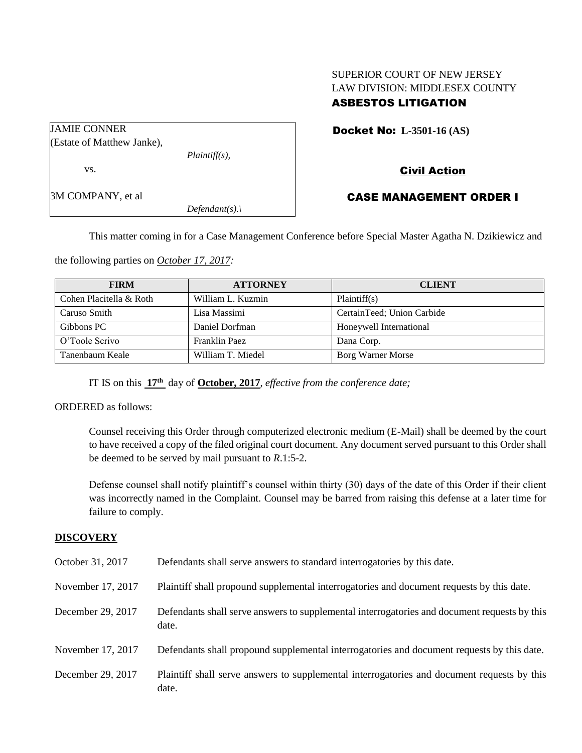SUPERIOR COURT OF NEW JERSEY
LAW DIVISION: MIDDLESEX COUNTY
**ASBESTOS LITIGATION**

JAMIE CONNER
(Estate of Matthew Janke),
*Plaintiff(s),*

vs.

3M COMPANY, et al
*Defendant(s).\*

**Docket No: L-3501-16 (AS)**

**Civil Action**

**CASE MANAGEMENT ORDER I**

This matter coming in for a Case Management Conference before Special Master Agatha N. Dzikiewicz and the following parties on *October 17, 2017:*

| FIRM | ATTORNEY | CLIENT |
|---|---|---|
| Cohen Placitella & Roth | William L. Kuzmin | Plaintiff(s) |
| Caruso Smith | Lisa Massimi | CertainTeed; Union Carbide |
| Gibbons PC | Daniel Dorfman | Honeywell International |
| O'Toole Scrivo | Franklin Paez | Dana Corp. |
| Tanenbaum Keale | William T. Miedel | Borg Warner Morse |

IT IS on this **17th** day of **October, 2017**, *effective from the conference date;*

ORDERED as follows:

Counsel receiving this Order through computerized electronic medium (E-Mail) shall be deemed by the court to have received a copy of the filed original court document. Any document served pursuant to this Order shall be deemed to be served by mail pursuant to *R*.1:5-2.

Defense counsel shall notify plaintiff's counsel within thirty (30) days of the date of this Order if their client was incorrectly named in the Complaint. Counsel may be barred from raising this defense at a later time for failure to comply.

**DISCOVERY**

| | |
|---|---|
| October 31, 2017 | Defendants shall serve answers to standard interrogatories by this date. |
| November 17, 2017 | Plaintiff shall propound supplemental interrogatories and document requests by this date. |
| December 29, 2017 | Defendants shall serve answers to supplemental interrogatories and document requests by this date. |
| November 17, 2017 | Defendants shall propound supplemental interrogatories and document requests by this date. |
| December 29, 2017 | Plaintiff shall serve answers to supplemental interrogatories and document requests by this date. |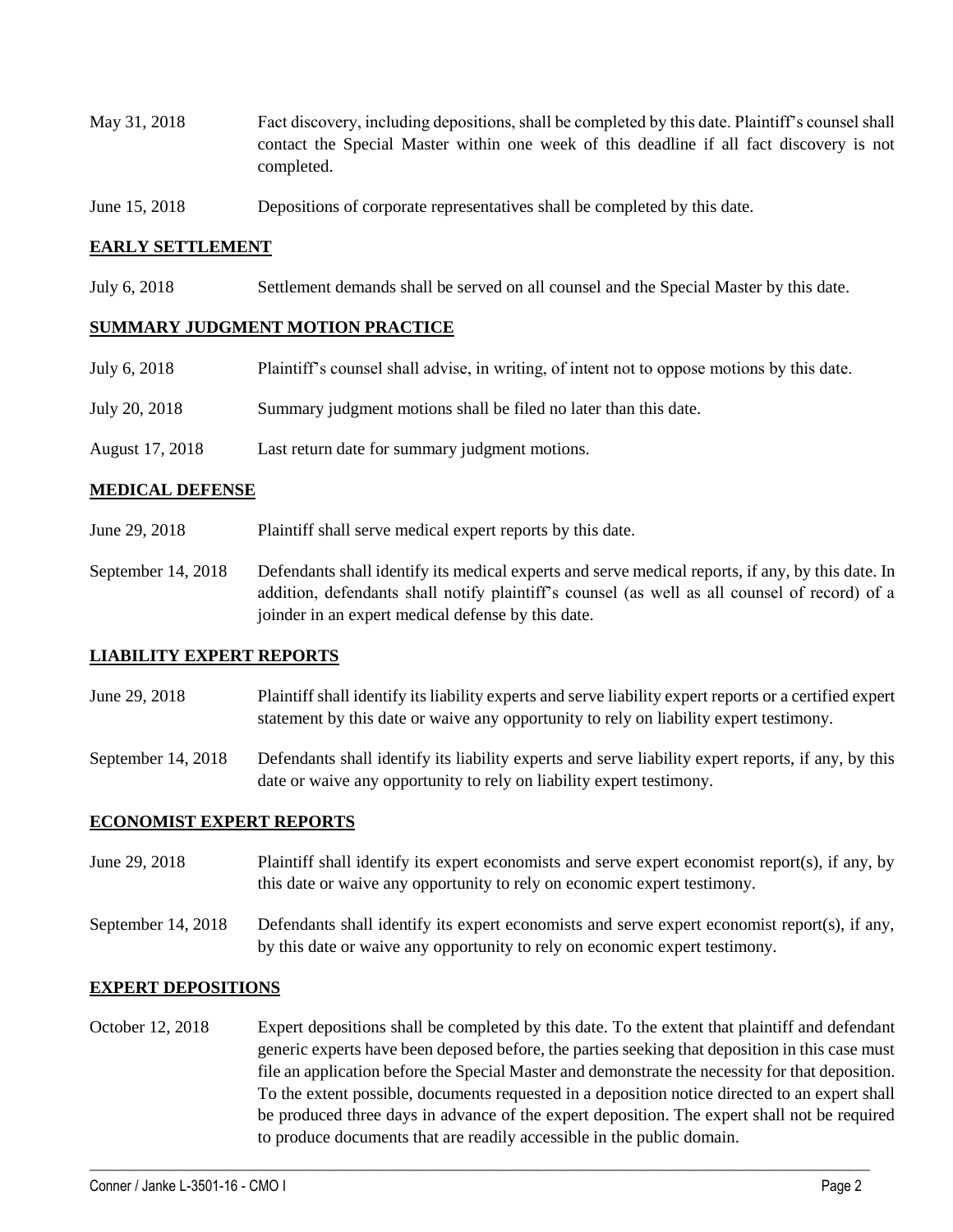| | |
|---|---|
| May 31, 2018 | Fact discovery, including depositions, shall be completed by this date. Plaintiff's counsel shall contact the Special Master within one week of this deadline if all fact discovery is not completed. |
| June 15, 2018 | Depositions of corporate representatives shall be completed by this date. |

**EARLY SETTLEMENT**

| | |
|---|---|
| July 6, 2018 | Settlement demands shall be served on all counsel and the Special Master by this date. |

**SUMMARY JUDGMENT MOTION PRACTICE**

| | |
|---|---|
| July 6, 2018 | Plaintiff's counsel shall advise, in writing, of intent not to oppose motions by this date. |
| July 20, 2018 | Summary judgment motions shall be filed no later than this date. |
| August 17, 2018 | Last return date for summary judgment motions. |

**MEDICAL DEFENSE**

| | |
|---|---|
| June 29, 2018 | Plaintiff shall serve medical expert reports by this date. |
| September 14, 2018 | Defendants shall identify its medical experts and serve medical reports, if any, by this date. In addition, defendants shall notify plaintiff's counsel (as well as all counsel of record) of a joinder in an expert medical defense by this date. |

**LIABILITY EXPERT REPORTS**

| | |
|---|---|
| June 29, 2018 | Plaintiff shall identify its liability experts and serve liability expert reports or a certified expert statement by this date or waive any opportunity to rely on liability expert testimony. |
| September 14, 2018 | Defendants shall identify its liability experts and serve liability expert reports, if any, by this date or waive any opportunity to rely on liability expert testimony. |

**ECONOMIST EXPERT REPORTS**

| | |
|---|---|
| June 29, 2018 | Plaintiff shall identify its expert economists and serve expert economist report(s), if any, by this date or waive any opportunity to rely on economic expert testimony. |
| September 14, 2018 | Defendants shall identify its expert economists and serve expert economist report(s), if any, by this date or waive any opportunity to rely on economic expert testimony. |

**EXPERT DEPOSITIONS**

| | |
|---|---|
| October 12, 2018 | Expert depositions shall be completed by this date. To the extent that plaintiff and defendant generic experts have been deposed before, the parties seeking that deposition in this case must file an application before the Special Master and demonstrate the necessity for that deposition. To the extent possible, documents requested in a deposition notice directed to an expert shall be produced three days in advance of the expert deposition. The expert shall not be required to produce documents that are readily accessible in the public domain. |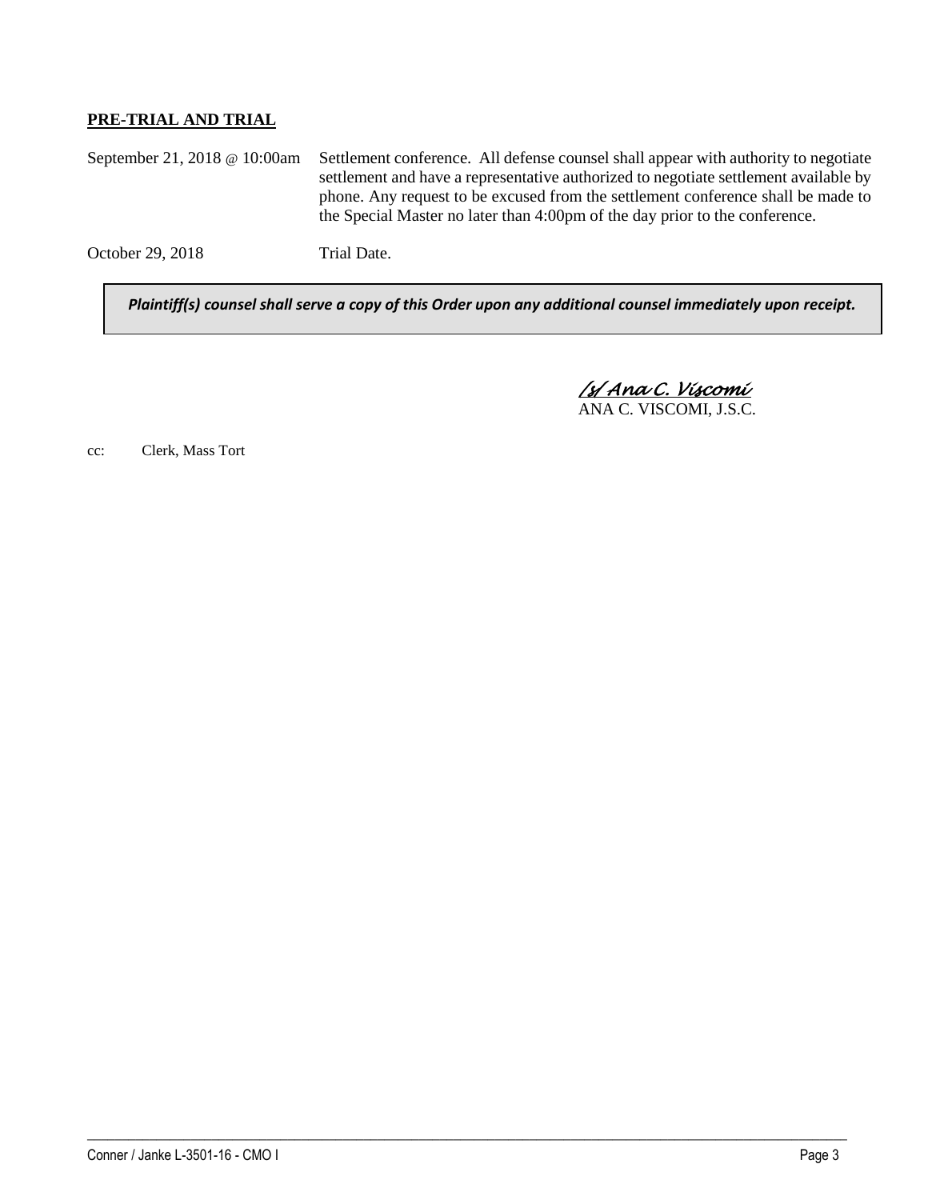**PRE-TRIAL AND TRIAL**

| | |
|---|---|
| September 21, 2018 @ 10:00am | Settlement conference. All defense counsel shall appear with authority to negotiate settlement and have a representative authorized to negotiate settlement available by phone. Any request to be excused from the settlement conference shall be made to the Special Master no later than 4:00pm of the day prior to the conference. |
| October 29, 2018 | Trial Date. |

***Plaintiff(s) counsel shall serve a copy of this Order upon any additional counsel immediately upon receipt.***

*/s/ Ana C. Viscomi*
ANA C. VISCOMI, J.S.C.

cc: Clerk, Mass Tort